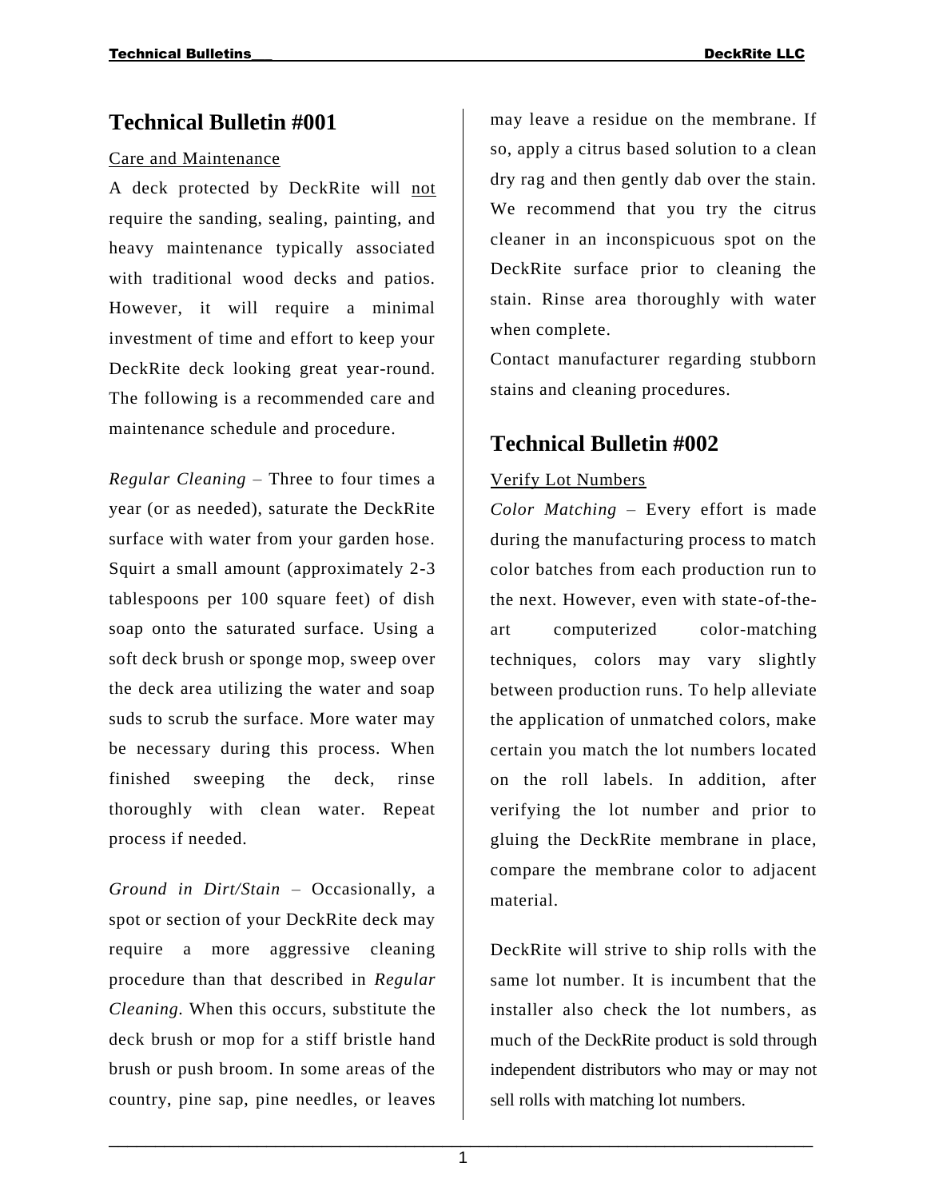## Technical Bulletin #001

Care and Maintenance

A deck protected by DeckRite will not require the sanding, sealing, painting, and heavy maintenance typically associated with traditional wood decks and patios. However, it will require a minimal investment of time and effort to keep your DeckRite deck looking great year-round. The following is a recommended care and maintenance schedule and procedure.

*Regular Cleaning* – Three to four times a year (or as needed), saturate the DeckRite surface with water from your garden hose. Squirt a small amount (approximately 2-3 tablespoons per 100 square feet) of dish soap onto the saturated surface. Using a soft deck brush or sponge mop, sweep over the deck area utilizing the water and soap suds to scrub the surface. More water may be necessary during this process. When finished sweeping the deck, rinse thoroughly with clean water. Repeat process if needed.

*Ground in Dirt/Stain* – Occasionally, a spot or section of your DeckRite deck may require a more aggressive cleaning procedure than that described in *Regular Cleaning*. When this occurs, substitute the deck brush or mop for a stiff bristle hand brush or push broom. In some areas of the country, pine sap, pine needles, or leaves may leave a residue on the membrane. If so, apply a citrus based solution to a clean dry rag and then gently dab over the stain. We recommend that you try the citrus cleaner in an inconspicuous spot on the DeckRite surface prior to cleaning the stain. Rinse area thoroughly with water when complete.

Contact manufacturer regarding stubborn stains and cleaning procedures.

## Technical Bulletin #002

Verify Lot Numbers

*Color Matching* – Every effort is made during the manufacturing process to match color batches from each production run to the next. However, even with state-of-the-art computerized color-matching techniques, colors may vary slightly between production runs. To help alleviate the application of unmatched colors, make certain you match the lot numbers located on the roll labels. In addition, after verifying the lot number and prior to gluing the DeckRite membrane in place, compare the membrane color to adjacent material.

DeckRite will strive to ship rolls with the same lot number. It is incumbent that the installer also check the lot numbers, as much of the DeckRite product is sold through independent distributors who may or may not sell rolls with matching lot numbers.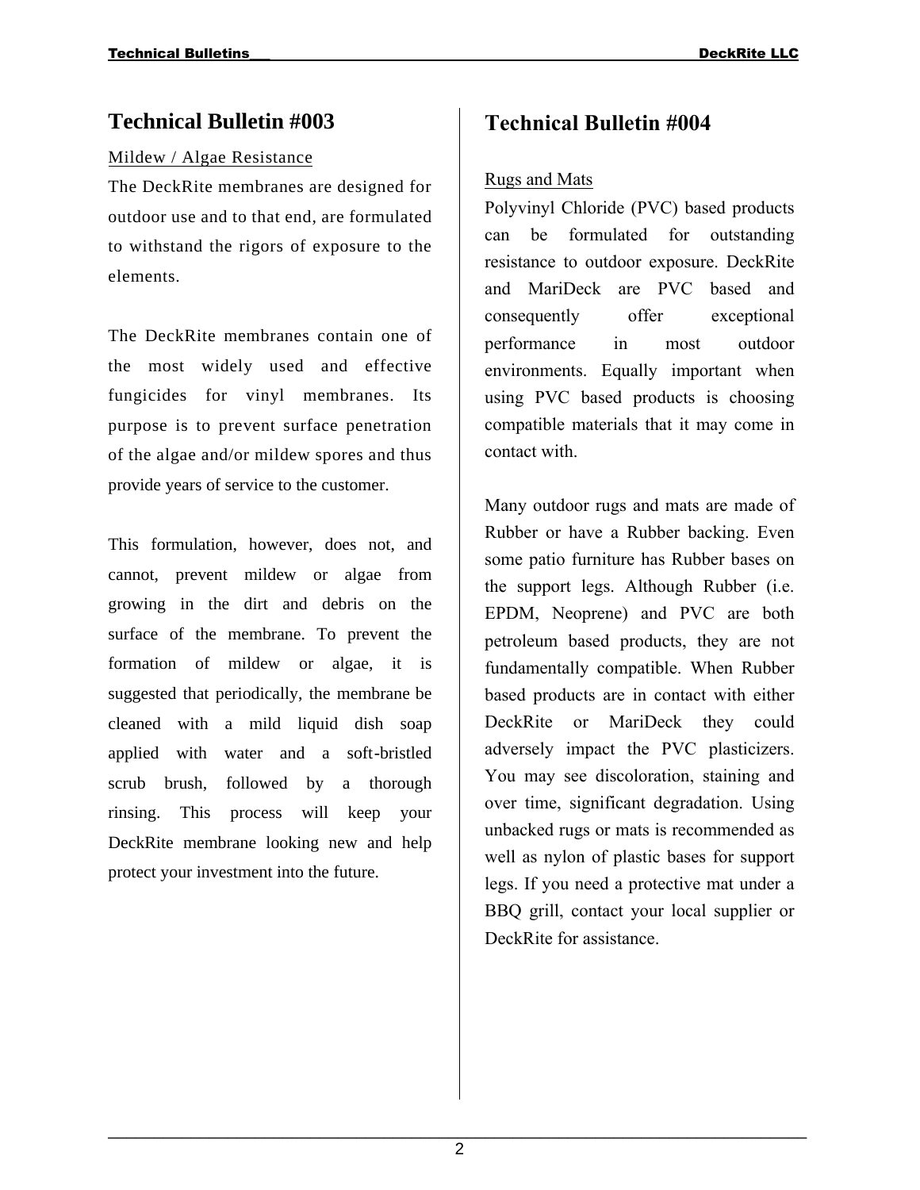# Technical Bulletin #003

Mildew / Algae Resistance

The DeckRite membranes are designed for outdoor use and to that end, are formulated to withstand the rigors of exposure to the elements.

The DeckRite membranes contain one of the most widely used and effective fungicides for vinyl membranes. Its purpose is to prevent surface penetration of the algae and/or mildew spores and thus provide years of service to the customer.

This formulation, however, does not, and cannot, prevent mildew or algae from growing in the dirt and debris on the surface of the membrane. To prevent the formation of mildew or algae, it is suggested that periodically, the membrane be cleaned with a mild liquid dish soap applied with water and a soft-bristled scrub brush, followed by a thorough rinsing. This process will keep your DeckRite membrane looking new and help protect your investment into the future.

# Technical Bulletin #004

Rugs and Mats

Polyvinyl Chloride (PVC) based products can be formulated for outstanding resistance to outdoor exposure. DeckRite and MariDeck are PVC based and consequently offer exceptional performance in most outdoor environments. Equally important when using PVC based products is choosing compatible materials that it may come in contact with.

Many outdoor rugs and mats are made of Rubber or have a Rubber backing. Even some patio furniture has Rubber bases on the support legs. Although Rubber (i.e. EPDM, Neoprene) and PVC are both petroleum based products, they are not fundamentally compatible. When Rubber based products are in contact with either DeckRite or MariDeck they could adversely impact the PVC plasticizers. You may see discoloration, staining and over time, significant degradation. Using unbacked rugs or mats is recommended as well as nylon of plastic bases for support legs. If you need a protective mat under a BBQ grill, contact your local supplier or DeckRite for assistance.